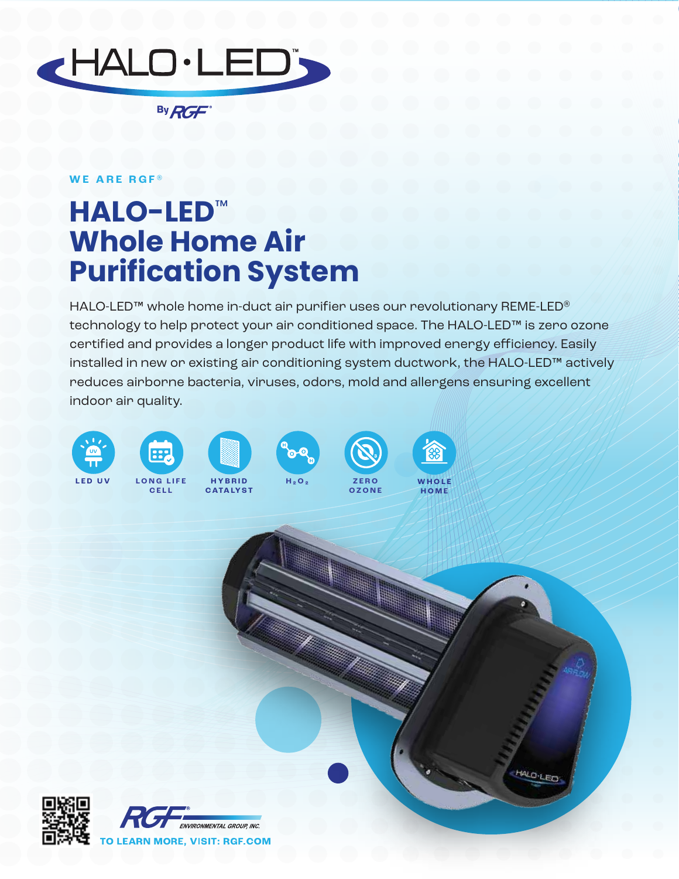# HALO·LED™

By RGF®

WE ARE RGF®

## HALO-LED™ Whole Home Air Purification System

HALO-LED™ whole home in-duct air purifier uses our revolutionary REME-LED® technology to help protect your air conditioned space. The HALO-LED™ is zero ozone certified and provides a longer product life with improved energy efficiency. Easily installed in new or existing air conditioning system ductwork, the HALO-LED™ actively reduces airborne bacteria, viruses, odors, mold and allergens ensuring excellent indoor air quality.

- LED UV
- LONG LIFE CELL
- HYBRID CATALYST
- $H_2O_2$
- ZERO OZONE
- WHOLE HOME

RGF® ENVIRONMENTAL GROUP, INC.

TO LEARN MORE, VISIT: RGF.COM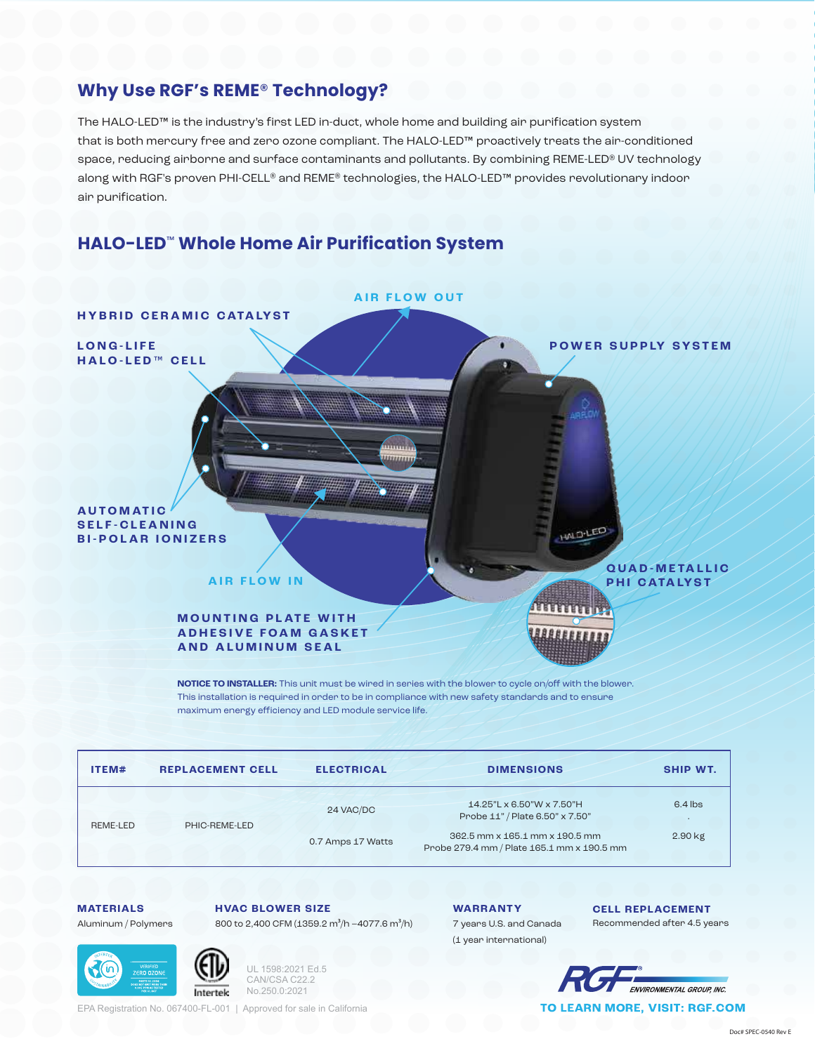## Why Use RGF's REME® Technology?

The HALO-LED™ is the industry's first LED in-duct, whole home and building air purification system that is both mercury free and zero ozone compliant. The HALO-LED™ proactively treats the air-conditioned space, reducing airborne and surface contaminants and pollutants. By combining REME-LED® UV technology along with RGF's proven PHI-CELL® and REME® technologies, the HALO-LED™ provides revolutionary indoor air purification.

## HALO-LED™ Whole Home Air Purification System

AIR FLOW OUT

HYBRID CERAMIC CATALYST

LONG-LIFE HALO-LED™ CELL

POWER SUPPLY SYSTEM

AUTOMATIC SELF-CLEANING BI-POLAR IONIZERS

AIR FLOW IN

QUAD-METALLIC PHI CATALYST

MOUNTING PLATE WITH ADHESIVE FOAM GASKET AND ALUMINUM SEAL

**NOTICE TO INSTALLER:** This unit must be wired in series with the blower to cycle on/off with the blower. This installation is required in order to be in compliance with new safety standards and to ensure maximum energy efficiency and LED module service life.

| ITEM# | REPLACEMENT CELL | ELECTRICAL | DIMENSIONS | SHIP WT. |
|---|---|---|---|---|
| REME-LED | PHIC-REME-LED | 24 VAC/DC | 14.25"L x 6.50"W x 7.50"H<br>Probe 11" / Plate 6.50" x 7.50" | 6.4 lbs |
| | | 0.7 Amps 17 Watts | 362.5 mm x 165.1 mm x 190.5 mm<br>Probe 279.4 mm / Plate 165.1 mm x 190.5 mm | 2.90 kg |

**MATERIALS**
Aluminum / Polymers

**HVAC BLOWER SIZE**
800 to 2,400 CFM (1359.2 m³/h –4077.6 m³/h)

**WARRANTY**
7 years U.S. and Canada
(1 year international)

**CELL REPLACEMENT**
Recommended after 4.5 years

UL 1598:2021 Ed.5
CAN/CSA C22.2
No.250.0:2021

EPA Registration No. 067400-FL-001 | Approved for sale in California

RGF ENVIRONMENTAL GROUP, INC.

TO LEARN MORE, VISIT: RGF.COM

Doc# SPEC-0540 Rev E